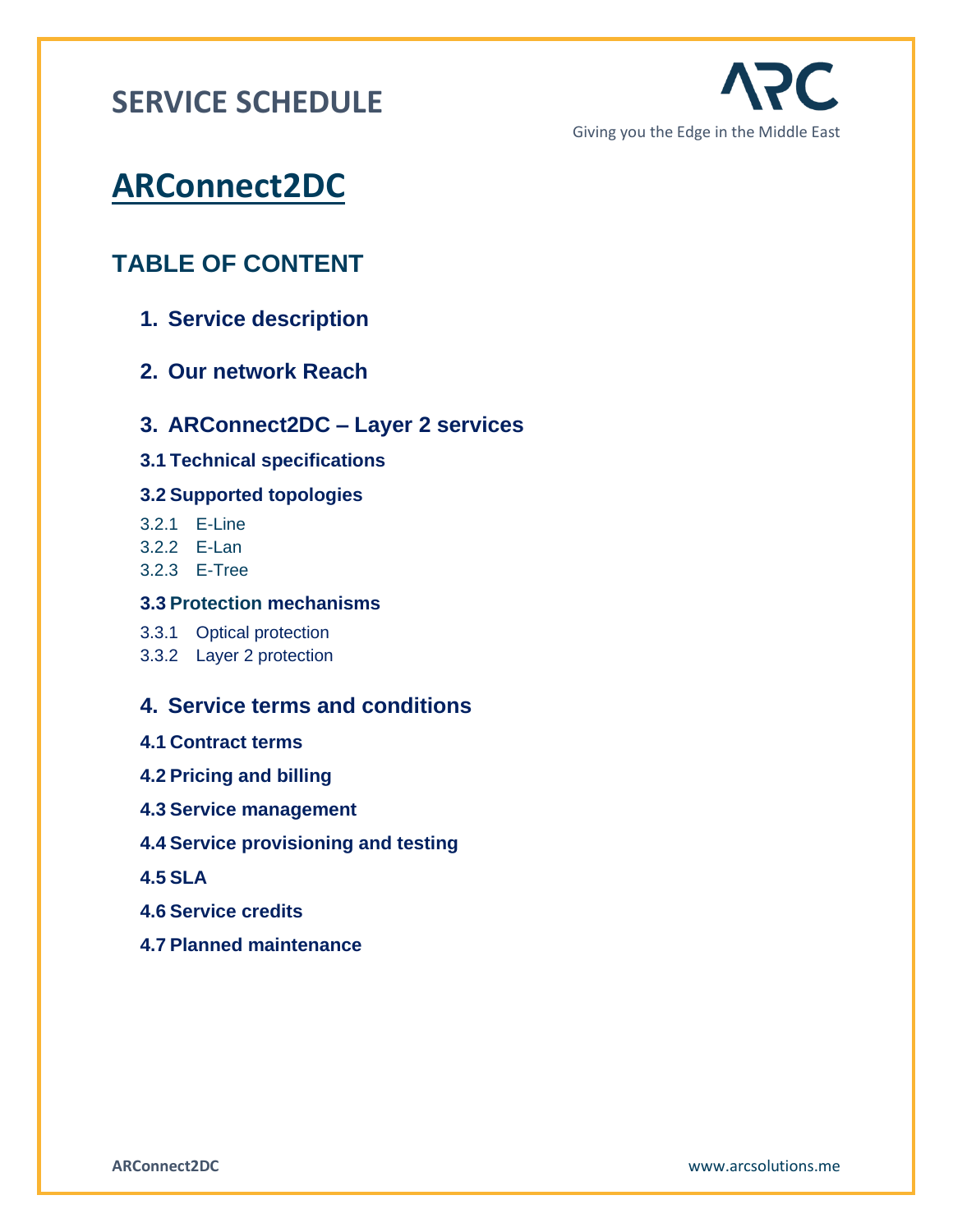# SERVICE SCHEDULE

Giving you the Edge in the Middle East

# ARConnect2DC

## TABLE OF CONTENT

1. **Service description**
2. **Our network Reach**
3. **ARConnect2DC – Layer 2 services**

   **3.1 Technical specifications**

   **3.2 Supported topologies**

   3.2.1 E-Line
   3.2.2 E-Lan
   3.2.3 E-Tree

   **3.3 Protection mechanisms**

   3.3.1 Optical protection
   3.3.2 Layer 2 protection

4. **Service terms and conditions**

   **4.1 Contract terms**

   **4.2 Pricing and billing**

   **4.3 Service management**

   **4.4 Service provisioning and testing**

   **4.5 SLA**

   **4.6 Service credits**

   **4.7 Planned maintenance**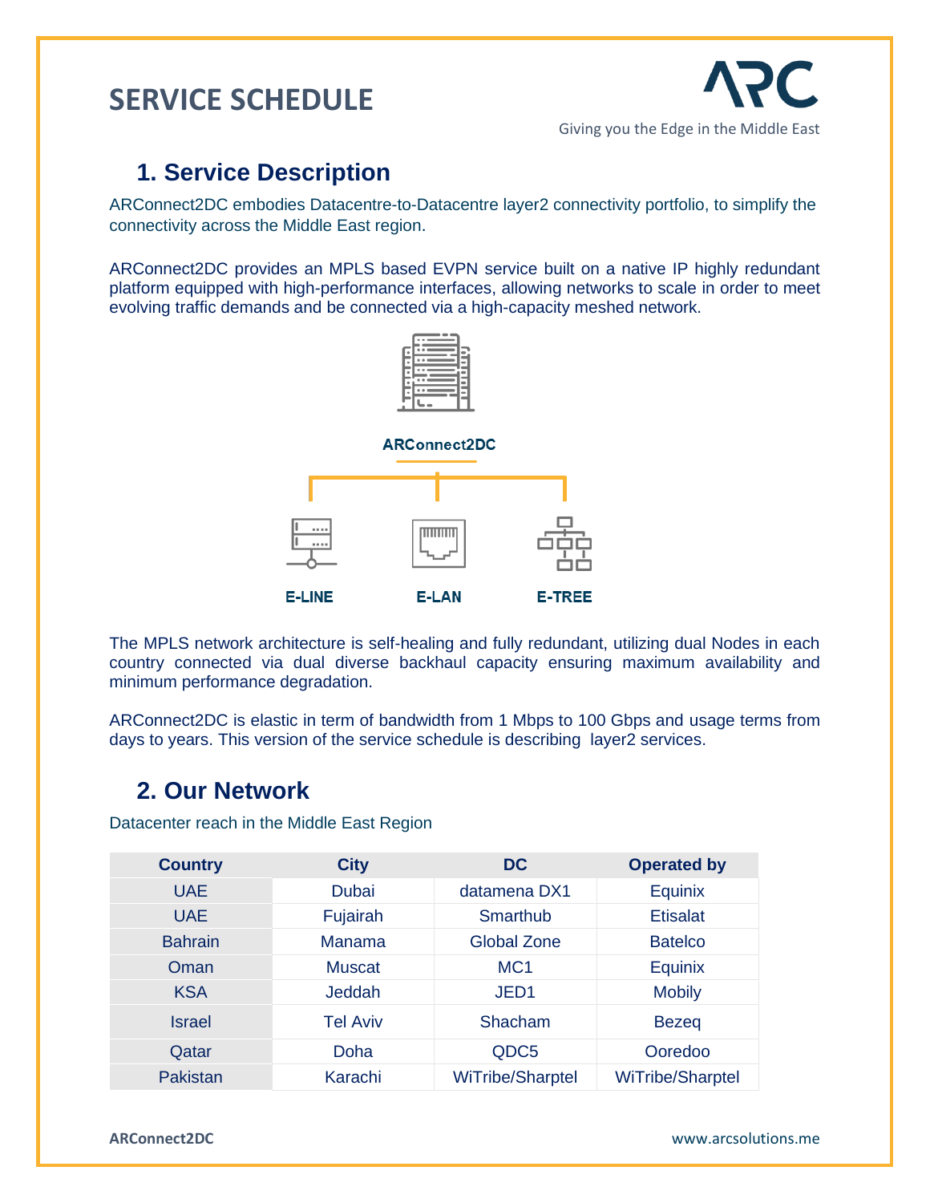# SERVICE SCHEDULE

## 1. Service Description

ARConnect2DC embodies Datacentre-to-Datacentre layer2 connectivity portfolio, to simplify the connectivity across the Middle East region.

ARConnect2DC provides an MPLS based EVPN service built on a native IP highly redundant platform equipped with high-performance interfaces, allowing networks to scale in order to meet evolving traffic demands and be connected via a high-capacity meshed network.

**ARConnect2DC**

**E-LINE** **E-LAN** **E-TREE**

The MPLS network architecture is self-healing and fully redundant, utilizing dual Nodes in each country connected via dual diverse backhaul capacity ensuring maximum availability and minimum performance degradation.

ARConnect2DC is elastic in term of bandwidth from 1 Mbps to 100 Gbps and usage terms from days to years. This version of the service schedule is describing layer2 services.

## 2. Our Network

Datacenter reach in the Middle East Region

| Country | City | DC | Operated by |
|---|---|---|---|
| UAE | Dubai | datamena DX1 | Equinix |
| UAE | Fujairah | Smarthub | Etisalat |
| Bahrain | Manama | Global Zone | Batelco |
| Oman | Muscat | MC1 | Equinix |
| KSA | Jeddah | JED1 | Mobily |
| Israel | Tel Aviv | Shacham | Bezeq |
| Qatar | Doha | QDC5 | Ooredoo |
| Pakistan | Karachi | WiTribe/Sharptel | WiTribe/Sharptel |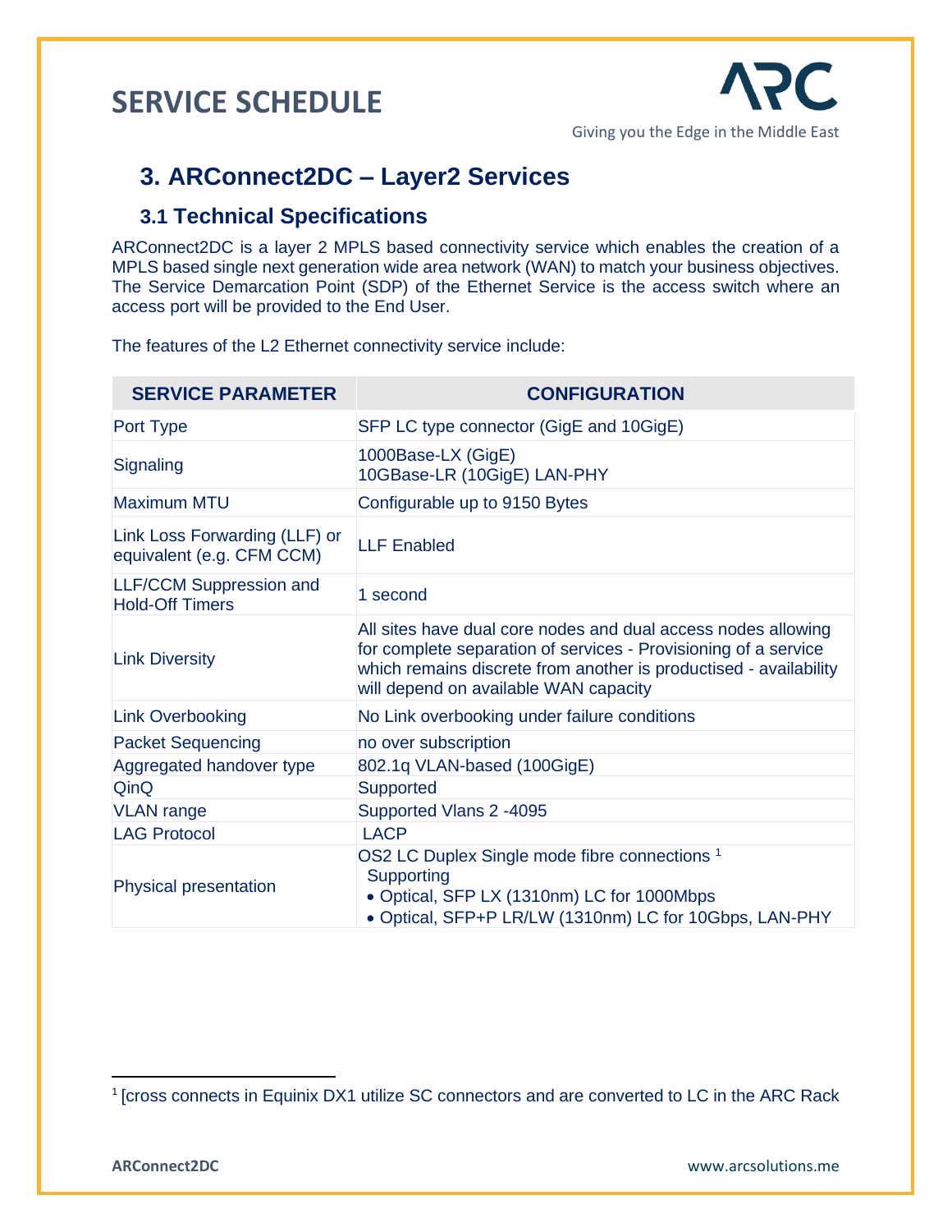# SERVICE SCHEDULE

## 3. ARConnect2DC – Layer2 Services

### 3.1 Technical Specifications

ARConnect2DC is a layer 2 MPLS based connectivity service which enables the creation of a MPLS based single next generation wide area network (WAN) to match your business objectives. The Service Demarcation Point (SDP) of the Ethernet Service is the access switch where an access port will be provided to the End User.

The features of the L2 Ethernet connectivity service include:

| SERVICE PARAMETER | CONFIGURATION |
|---|---|
| Port Type | SFP LC type connector (GigE and 10GigE) |
| Signaling | 1000Base-LX (GigE)<br>10GBase-LR (10GigE) LAN-PHY |
| Maximum MTU | Configurable up to 9150 Bytes |
| Link Loss Forwarding (LLF) or equivalent (e.g. CFM CCM) | LLF Enabled |
| LLF/CCM Suppression and Hold-Off Timers | 1 second |
| Link Diversity | All sites have dual core nodes and dual access nodes allowing for complete separation of services - Provisioning of a service which remains discrete from another is productised - availability will depend on available WAN capacity |
| Link Overbooking | No Link overbooking under failure conditions |
| Packet Sequencing | no over subscription |
| Aggregated handover type | 802.1q VLAN-based (100GigE) |
| QinQ | Supported |
| VLAN range | Supported Vlans 2 -4095 |
| LAG Protocol | LACP |
| Physical presentation | OS2 LC Duplex Single mode fibre connections [1]<br>Supporting<br>• Optical, SFP LX (1310nm) LC for 1000Mbps<br>• Optical, SFP+P LR/LW (1310nm) LC for 10Gbps, LAN-PHY |

[1] [cross connects in Equinix DX1 utilize SC connectors and are converted to LC in the ARC Rack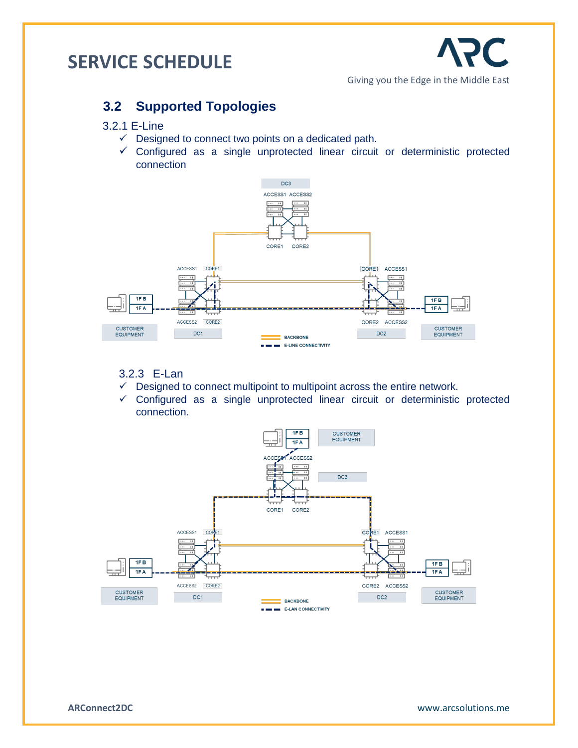## 3.2 Supported Topologies

### 3.2.1 E-Line

- ✓ Designed to connect two points on a dedicated path.
- ✓ Configured as a single unprotected linear circuit or deterministic protected connection

### 3.2.3 E-Lan

- ✓ Designed to connect multipoint to multipoint across the entire network.
- ✓ Configured as a single unprotected linear circuit or deterministic protected connection.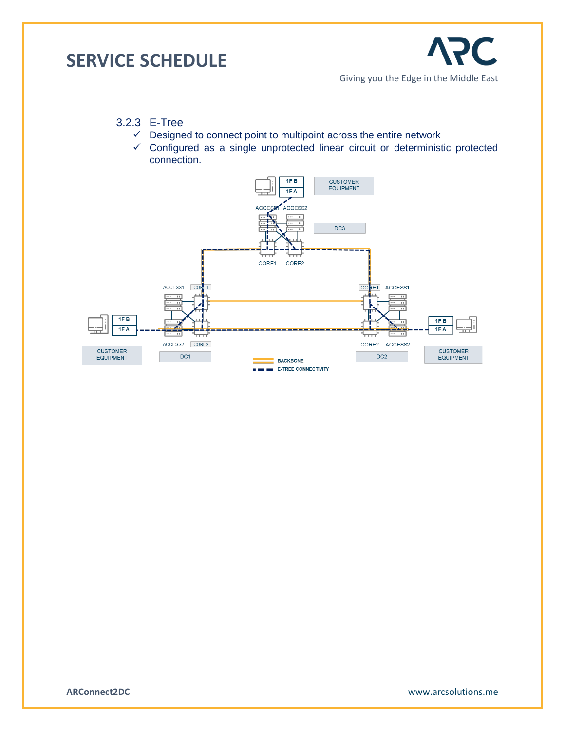### 3.2.3 E-Tree

- ✓ Designed to connect point to multipoint across the entire network
- ✓ Configured as a single unprotected linear circuit or deterministic protected connection.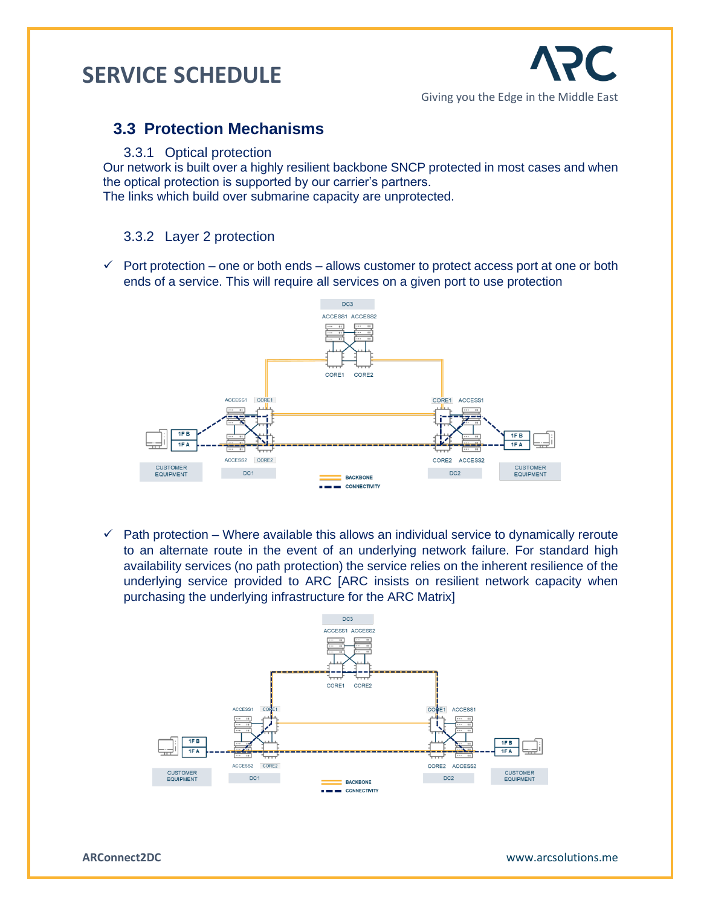## 3.3 Protection Mechanisms

### 3.3.1 Optical protection

Our network is built over a highly resilient backbone SNCP protected in most cases and when the optical protection is supported by our carrier's partners.
The links which build over submarine capacity are unprotected.

### 3.3.2 Layer 2 protection

- ✓ Port protection – one or both ends – allows customer to protect access port at one or both ends of a service. This will require all services on a given port to use protection

- ✓ Path protection – Where available this allows an individual service to dynamically reroute to an alternate route in the event of an underlying network failure. For standard high availability services (no path protection) the service relies on the inherent resilience of the underlying service provided to ARC [ARC insists on resilient network capacity when purchasing the underlying infrastructure for the ARC Matrix]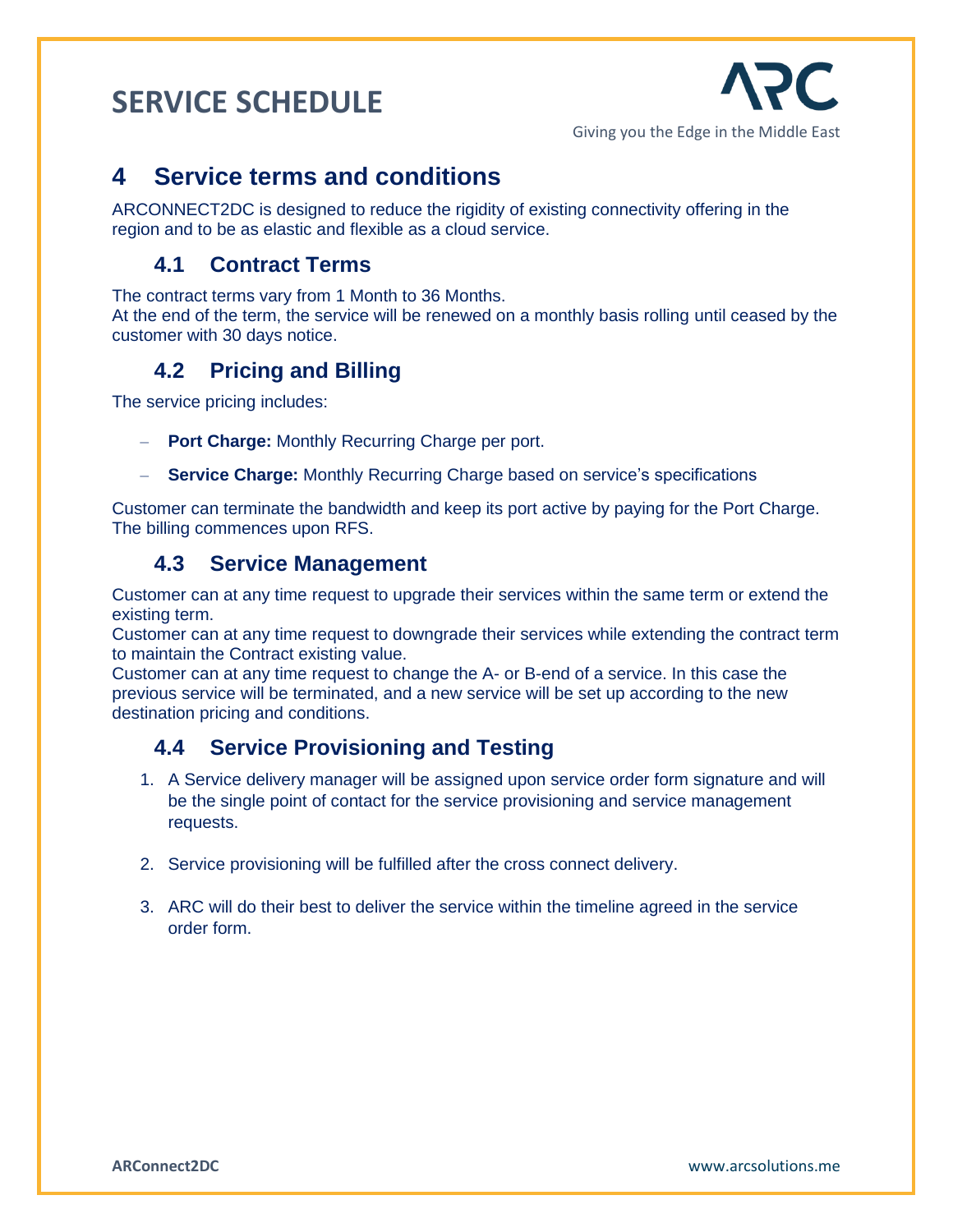# 4 Service terms and conditions

ARCONNECT2DC is designed to reduce the rigidity of existing connectivity offering in the region and to be as elastic and flexible as a cloud service.

## 4.1 Contract Terms

The contract terms vary from 1 Month to 36 Months.
At the end of the term, the service will be renewed on a monthly basis rolling until ceased by the customer with 30 days notice.

## 4.2 Pricing and Billing

The service pricing includes:

- **Port Charge:** Monthly Recurring Charge per port.
- **Service Charge:** Monthly Recurring Charge based on service's specifications

Customer can terminate the bandwidth and keep its port active by paying for the Port Charge.
The billing commences upon RFS.

## 4.3 Service Management

Customer can at any time request to upgrade their services within the same term or extend the existing term.
Customer can at any time request to downgrade their services while extending the contract term to maintain the Contract existing value.
Customer can at any time request to change the A- or B-end of a service. In this case the previous service will be terminated, and a new service will be set up according to the new destination pricing and conditions.

## 4.4 Service Provisioning and Testing

1. A Service delivery manager will be assigned upon service order form signature and will be the single point of contact for the service provisioning and service management requests.
2. Service provisioning will be fulfilled after the cross connect delivery.
3. ARC will do their best to deliver the service within the timeline agreed in the service order form.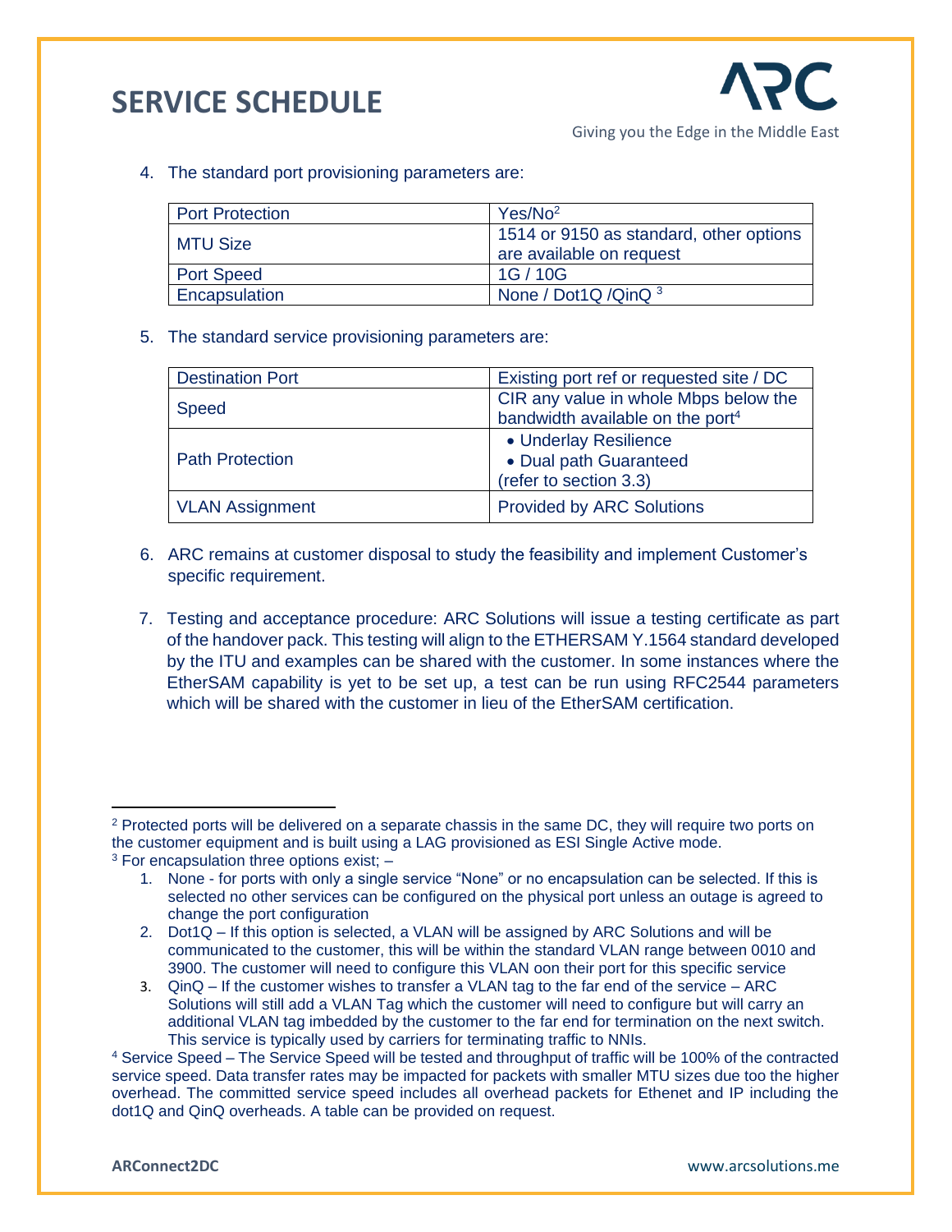4. The standard port provisioning parameters are:

| Port Protection | Yes/No[2] |
|---|---|
| MTU Size | 1514 or 9150 as standard, other options are available on request |
| Port Speed | 1G / 10G |
| Encapsulation | None / Dot1Q /QinQ [3] |

5. The standard service provisioning parameters are:

| Destination Port | Existing port ref or requested site / DC |
|---|---|
| Speed | CIR any value in whole Mbps below the bandwidth available on the port[4] |
| Path Protection | • Underlay Resilience<br>• Dual path Guaranteed<br>(refer to section 3.3) |
| VLAN Assignment | Provided by ARC Solutions |

6. ARC remains at customer disposal to study the feasibility and implement Customer's specific requirement.

7. Testing and acceptance procedure: ARC Solutions will issue a testing certificate as part of the handover pack. This testing will align to the ETHERSAM Y.1564 standard developed by the ITU and examples can be shared with the customer. In some instances where the EtherSAM capability is yet to be set up, a test can be run using RFC2544 parameters which will be shared with the customer in lieu of the EtherSAM certification.

---

[2] Protected ports will be delivered on a separate chassis in the same DC, they will require two ports on the customer equipment and is built using a LAG provisioned as ESI Single Active mode.

[3] For encapsulation three options exist; –

1. None - for ports with only a single service "None" or no encapsulation can be selected. If this is selected no other services can be configured on the physical port unless an outage is agreed to change the port configuration
2. Dot1Q – If this option is selected, a VLAN will be assigned by ARC Solutions and will be communicated to the customer, this will be within the standard VLAN range between 0010 and 3900. The customer will need to configure this VLAN oon their port for this specific service
3. QinQ – If the customer wishes to transfer a VLAN tag to the far end of the service – ARC Solutions will still add a VLAN Tag which the customer will need to configure but will carry an additional VLAN tag imbedded by the customer to the far end for termination on the next switch. This service is typically used by carriers for terminating traffic to NNIs.

[4] Service Speed – The Service Speed will be tested and throughput of traffic will be 100% of the contracted service speed. Data transfer rates may be impacted for packets with smaller MTU sizes due too the higher overhead. The committed service speed includes all overhead packets for Ethenet and IP including the dot1Q and QinQ overheads. A table can be provided on request.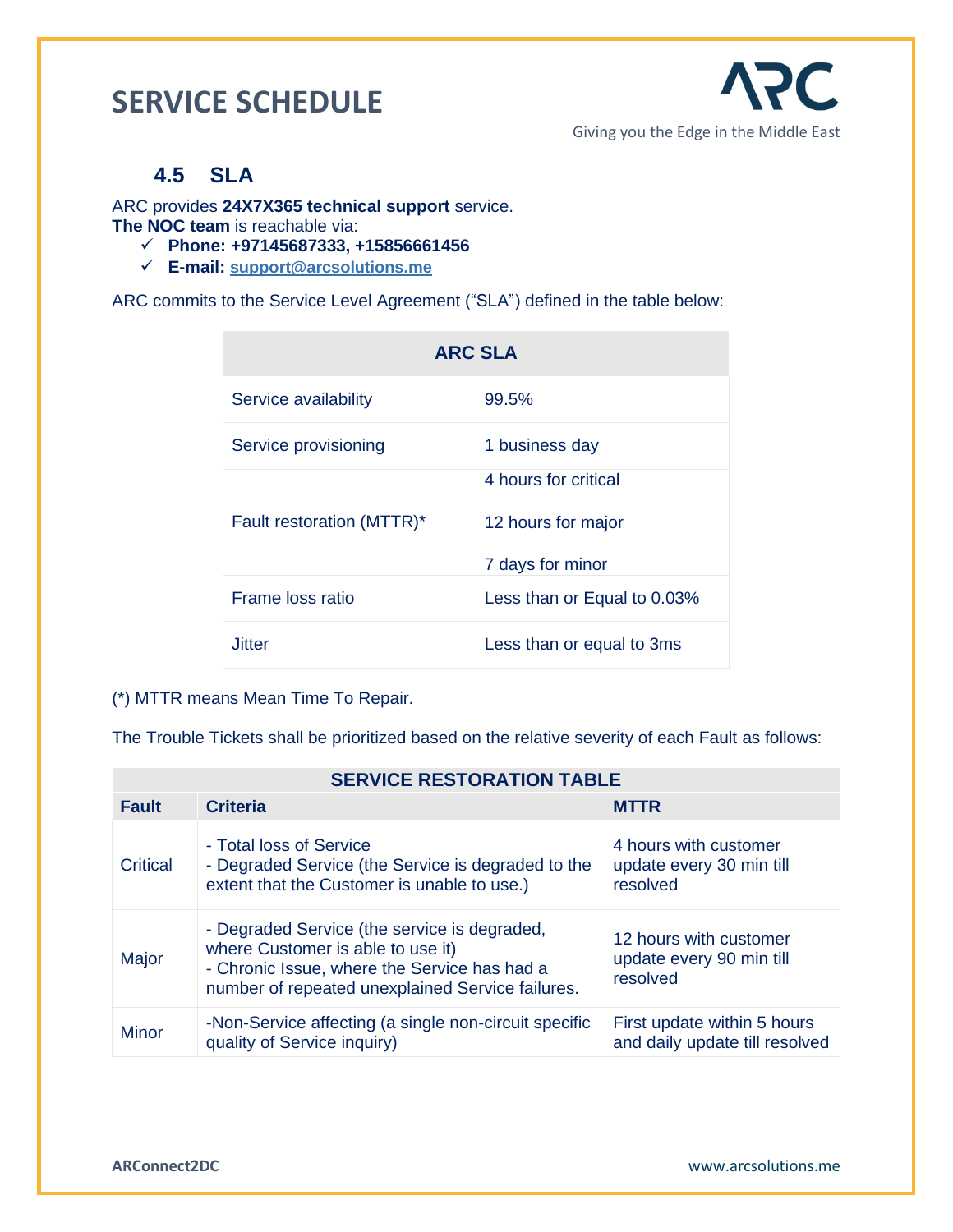# SERVICE SCHEDULE

## 4.5 SLA

ARC provides **24X7X365 technical support** service.
**The NOC team** is reachable via:

- ✓ **Phone: +97145687333, +15856661456**
- ✓ **E-mail: support@arcsolutions.me**

ARC commits to the Service Level Agreement ("SLA") defined in the table below:

| ARC SLA | |
|---|---|
| Service availability | 99.5% |
| Service provisioning | 1 business day |
| Fault restoration (MTTR)* | 4 hours for critical<br>12 hours for major<br>7 days for minor |
| Frame loss ratio | Less than or Equal to 0.03% |
| Jitter | Less than or equal to 3ms |

(*) MTTR means Mean Time To Repair.

The Trouble Tickets shall be prioritized based on the relative severity of each Fault as follows:

| SERVICE RESTORATION TABLE | | |
|---|---|---|
| **Fault** | **Criteria** | **MTTR** |
| Critical | - Total loss of Service<br>- Degraded Service (the Service is degraded to the extent that the Customer is unable to use.) | 4 hours with customer update every 30 min till resolved |
| Major | - Degraded Service (the service is degraded, where Customer is able to use it)<br>- Chronic Issue, where the Service has had a number of repeated unexplained Service failures. | 12 hours with customer update every 90 min till resolved |
| Minor | -Non-Service affecting (a single non-circuit specific quality of Service inquiry) | First update within 5 hours and daily update till resolved |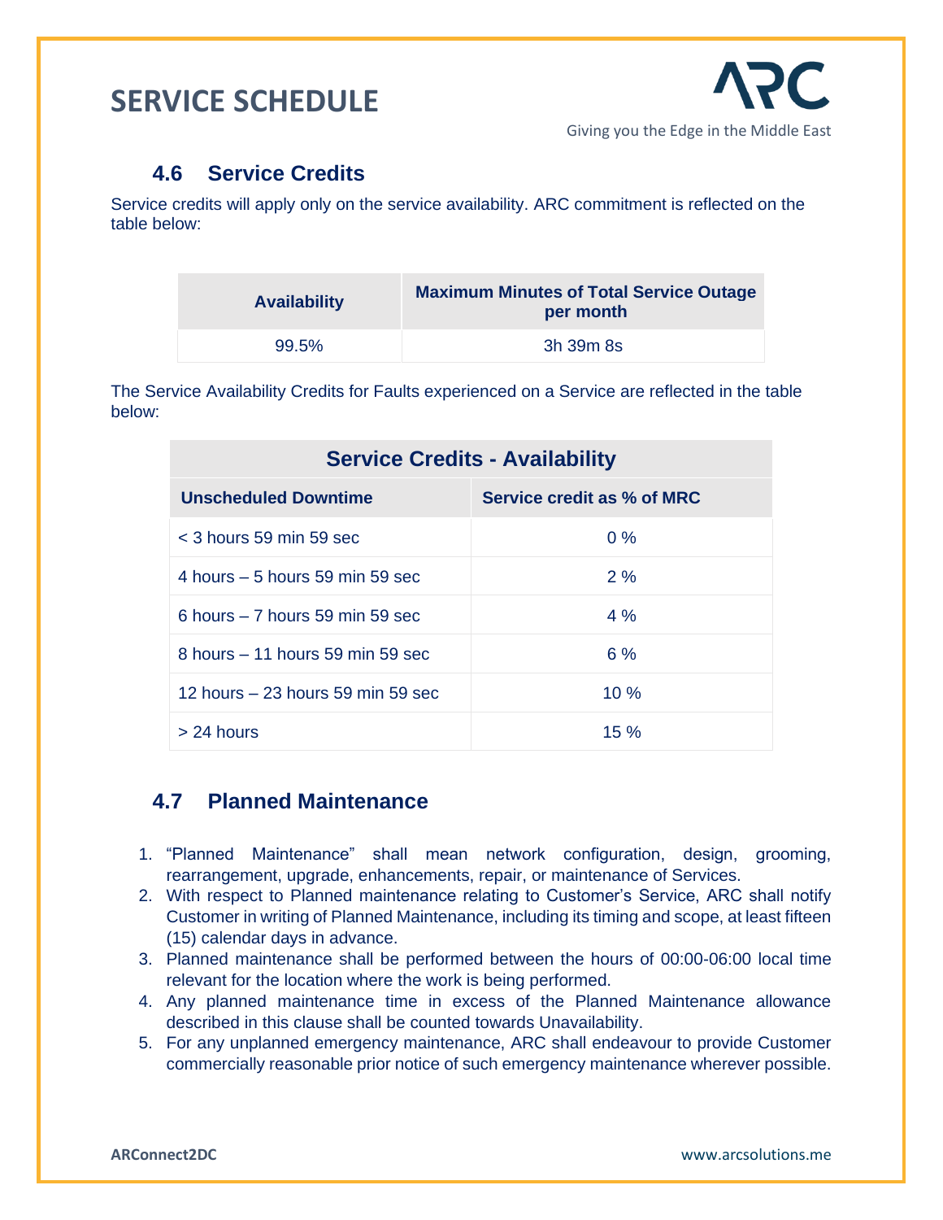# SERVICE SCHEDULE

## 4.6 Service Credits

Service credits will apply only on the service availability. ARC commitment is reflected on the table below:

| Availability | Maximum Minutes of Total Service Outage per month |
| --- | --- |
| 99.5% | 3h 39m 8s |

The Service Availability Credits for Faults experienced on a Service are reflected in the table below:

| Service Credits - Availability | |
| --- | --- |
| **Unscheduled Downtime** | **Service credit as % of MRC** |
| < 3 hours 59 min 59 sec | 0 % |
| 4 hours – 5 hours 59 min 59 sec | 2 % |
| 6 hours – 7 hours 59 min 59 sec | 4 % |
| 8 hours – 11 hours 59 min 59 sec | 6 % |
| 12 hours – 23 hours 59 min 59 sec | 10 % |
| > 24 hours | 15 % |

## 4.7 Planned Maintenance

1. "Planned Maintenance" shall mean network configuration, design, grooming, rearrangement, upgrade, enhancements, repair, or maintenance of Services.
2. With respect to Planned maintenance relating to Customer's Service, ARC shall notify Customer in writing of Planned Maintenance, including its timing and scope, at least fifteen (15) calendar days in advance.
3. Planned maintenance shall be performed between the hours of 00:00-06:00 local time relevant for the location where the work is being performed.
4. Any planned maintenance time in excess of the Planned Maintenance allowance described in this clause shall be counted towards Unavailability.
5. For any unplanned emergency maintenance, ARC shall endeavour to provide Customer commercially reasonable prior notice of such emergency maintenance wherever possible.